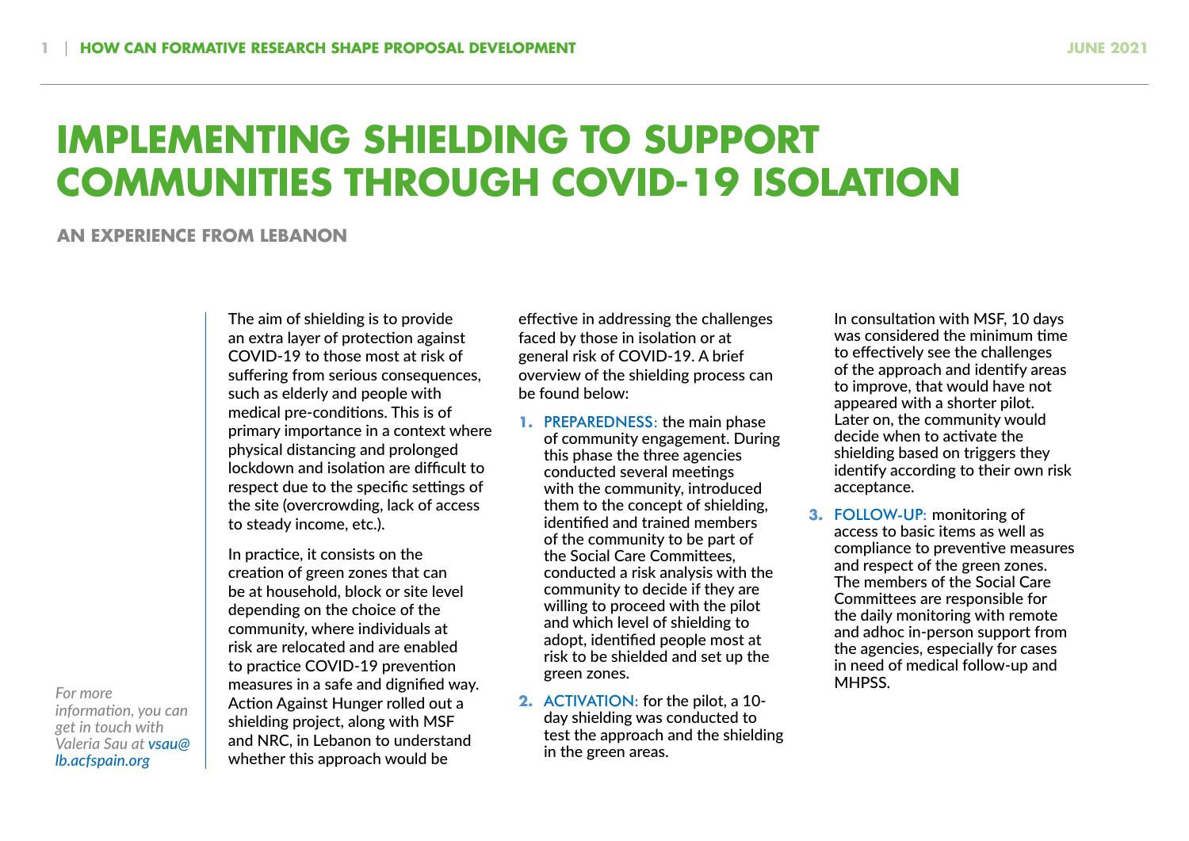# IMPLEMENTING SHIELDING TO SUPPORT COMMUNITIES THROUGH COVID-19 ISOLATION

## AN EXPERIENCE FROM LEBANON

*For more information, you can get in touch with Valeria Sau at vsau@lb.acfspain.org*

The aim of shielding is to provide an extra layer of protection against COVID-19 to those most at risk of suffering from serious consequences, such as elderly and people with medical pre-conditions. This is of primary importance in a context where physical distancing and prolonged lockdown and isolation are difficult to respect due to the specific settings of the site (overcrowding, lack of access to steady income, etc.).

In practice, it consists on the creation of green zones that can be at household, block or site level depending on the choice of the community, where individuals at risk are relocated and are enabled to practice COVID-19 prevention measures in a safe and dignified way. Action Against Hunger rolled out a shielding project, along with MSF and NRC, in Lebanon to understand whether this approach would be effective in addressing the challenges faced by those in isolation or at general risk of COVID-19. A brief overview of the shielding process can be found below:

1. **PREPAREDNESS:** the main phase of community engagement. During this phase the three agencies conducted several meetings with the community, introduced them to the concept of shielding, identified and trained members of the community to be part of the Social Care Committees, conducted a risk analysis with the community to decide if they are willing to proceed with the pilot and which level of shielding to adopt, identified people most at risk to be shielded and set up the green zones.
2. **ACTIVATION:** for the pilot, a 10-day shielding was conducted to test the approach and the shielding in the green areas. In consultation with MSF, 10 days was considered the minimum time to effectively see the challenges of the approach and identify areas to improve, that would have not appeared with a shorter pilot. Later on, the community would decide when to activate the shielding based on triggers they identify according to their own risk acceptance.
3. **FOLLOW-UP:** monitoring of access to basic items as well as compliance to preventive measures and respect of the green zones. The members of the Social Care Committees are responsible for the daily monitoring with remote and adhoc in-person support from the agencies, especially for cases in need of medical follow-up and MHPSS.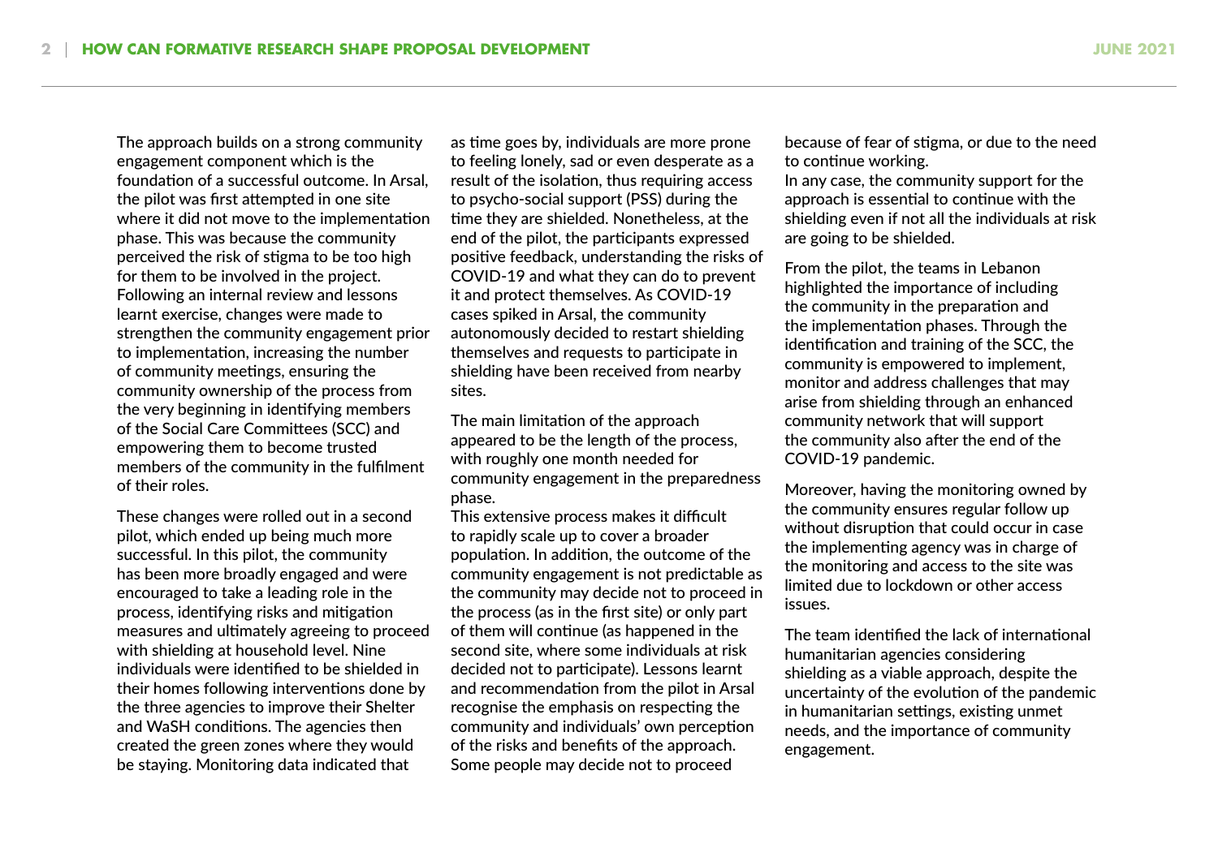The approach builds on a strong community engagement component which is the foundation of a successful outcome. In Arsal, the pilot was first attempted in one site where it did not move to the implementation phase. This was because the community perceived the risk of stigma to be too high for them to be involved in the project. Following an internal review and lessons learnt exercise, changes were made to strengthen the community engagement prior to implementation, increasing the number of community meetings, ensuring the community ownership of the process from the very beginning in identifying members of the Social Care Committees (SCC) and empowering them to become trusted members of the community in the fulfilment of their roles.

These changes were rolled out in a second pilot, which ended up being much more successful. In this pilot, the community has been more broadly engaged and were encouraged to take a leading role in the process, identifying risks and mitigation measures and ultimately agreeing to proceed with shielding at household level. Nine individuals were identified to be shielded in their homes following interventions done by the three agencies to improve their Shelter and WaSH conditions. The agencies then created the green zones where they would be staying. Monitoring data indicated that as time goes by, individuals are more prone to feeling lonely, sad or even desperate as a result of the isolation, thus requiring access to psycho-social support (PSS) during the time they are shielded. Nonetheless, at the end of the pilot, the participants expressed positive feedback, understanding the risks of COVID-19 and what they can do to prevent it and protect themselves. As COVID-19 cases spiked in Arsal, the community autonomously decided to restart shielding themselves and requests to participate in shielding have been received from nearby sites.

The main limitation of the approach appeared to be the length of the process, with roughly one month needed for community engagement in the preparedness phase.
This extensive process makes it difficult to rapidly scale up to cover a broader population. In addition, the outcome of the community engagement is not predictable as the community may decide not to proceed in the process (as in the first site) or only part of them will continue (as happened in the second site, where some individuals at risk decided not to participate). Lessons learnt and recommendation from the pilot in Arsal recognise the emphasis on respecting the community and individuals' own perception of the risks and benefits of the approach. Some people may decide not to proceed because of fear of stigma, or due to the need to continue working.
In any case, the community support for the approach is essential to continue with the shielding even if not all the individuals at risk are going to be shielded.

From the pilot, the teams in Lebanon highlighted the importance of including the community in the preparation and the implementation phases. Through the identification and training of the SCC, the community is empowered to implement, monitor and address challenges that may arise from shielding through an enhanced community network that will support the community also after the end of the COVID-19 pandemic.

Moreover, having the monitoring owned by the community ensures regular follow up without disruption that could occur in case the implementing agency was in charge of the monitoring and access to the site was limited due to lockdown or other access issues.

The team identified the lack of international humanitarian agencies considering shielding as a viable approach, despite the uncertainty of the evolution of the pandemic in humanitarian settings, existing unmet needs, and the importance of community engagement.